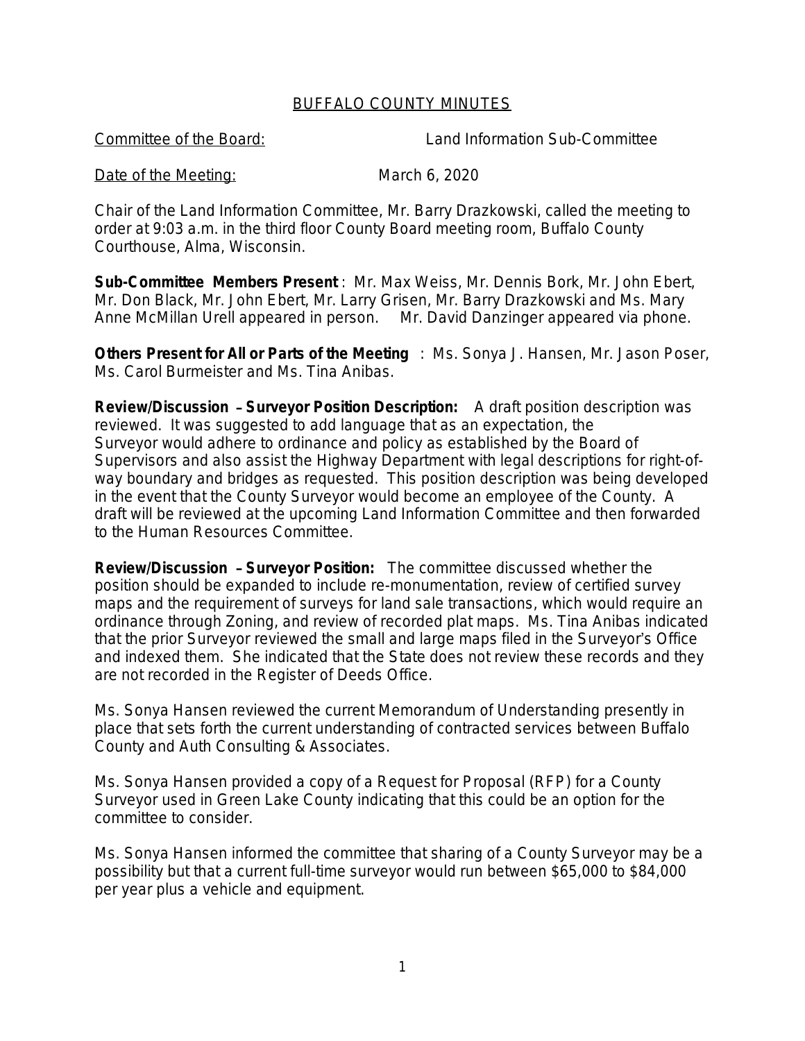# BUFFALO COUNTY MINUTES

Committee of the Board: Land Information Sub-Committee

Date of the Meeting: March 6, 2020

Chair of the Land Information Committee, Mr. Barry Drazkowski, called the meeting to order at 9:03 a.m. in the third floor County Board meeting room, Buffalo County Courthouse, Alma, Wisconsin.

**Sub-Committee Members Present**: Mr. Max Weiss, Mr. Dennis Bork, Mr. John Ebert, Mr. Don Black, Mr. John Ebert, Mr. Larry Grisen, Mr. Barry Drazkowski and Ms. Mary Anne McMillan Urell appeared in person. Mr. David Danzinger appeared via phone.

**Others Present for All or Parts of the Meeting**: Ms. Sonya J. Hansen, Mr. Jason Poser, Ms. Carol Burmeister and Ms. Tina Anibas.

**Review/Discussion – Surveyor Position Description:** A draft position description was reviewed. It was suggested to add language that as an expectation, the Surveyor would adhere to ordinance and policy as established by the Board of Supervisors and also assist the Highway Department with legal descriptions for right-of-way boundary and bridges as requested. This position description was being developed in the event that the County Surveyor would become an employee of the County. A draft will be reviewed at the upcoming Land Information Committee and then forwarded to the Human Resources Committee.

**Review/Discussion – Surveyor Position:** The committee discussed whether the position should be expanded to include re-monumentation, review of certified survey maps and the requirement of surveys for land sale transactions, which would require an ordinance through Zoning, and review of recorded plat maps. Ms. Tina Anibas indicated that the prior Surveyor reviewed the small and large maps filed in the Surveyor's Office and indexed them. She indicated that the State does not review these records and they are not recorded in the Register of Deeds Office.

Ms. Sonya Hansen reviewed the current Memorandum of Understanding presently in place that sets forth the current understanding of contracted services between Buffalo County and Auth Consulting & Associates.

Ms. Sonya Hansen provided a copy of a Request for Proposal (RFP) for a County Surveyor used in Green Lake County indicating that this could be an option for the committee to consider.

Ms. Sonya Hansen informed the committee that sharing of a County Surveyor may be a possibility but that a current full-time surveyor would run between $65,000 to $84,000 per year plus a vehicle and equipment.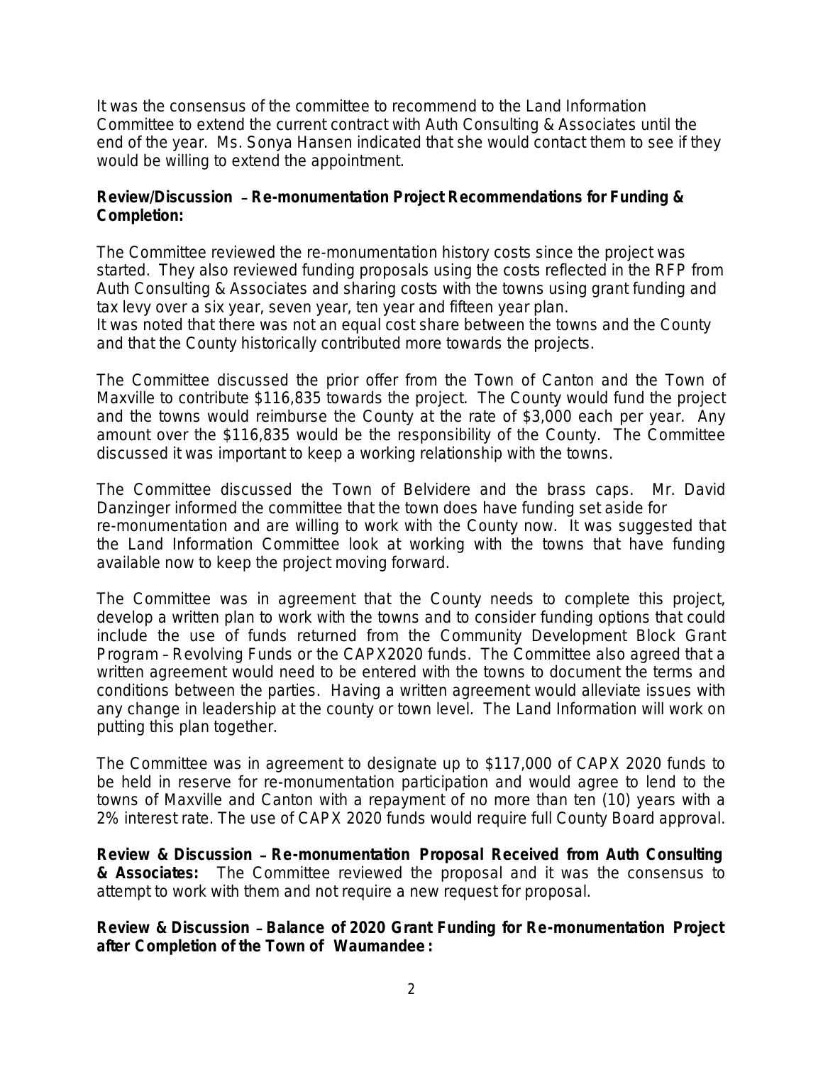It was the consensus of the committee to recommend to the Land Information Committee to extend the current contract with Auth Consulting & Associates until the end of the year. Ms. Sonya Hansen indicated that she would contact them to see if they would be willing to extend the appointment.

**Review/Discussion – Re-monumentation Project Recommendations for Funding & Completion:**

The Committee reviewed the re-monumentation history costs since the project was started. They also reviewed funding proposals using the costs reflected in the RFP from Auth Consulting & Associates and sharing costs with the towns using grant funding and tax levy over a six year, seven year, ten year and fifteen year plan.
It was noted that there was not an equal cost share between the towns and the County and that the County historically contributed more towards the projects.

The Committee discussed the prior offer from the Town of Canton and the Town of Maxville to contribute $116,835 towards the project. The County would fund the project and the towns would reimburse the County at the rate of $3,000 each per year. Any amount over the $116,835 would be the responsibility of the County. The Committee discussed it was important to keep a working relationship with the towns.

The Committee discussed the Town of Belvidere and the brass caps. Mr. David Danzinger informed the committee that the town does have funding set aside for re-monumentation and are willing to work with the County now. It was suggested that the Land Information Committee look at working with the towns that have funding available now to keep the project moving forward.

The Committee was in agreement that the County needs to complete this project, develop a written plan to work with the towns and to consider funding options that could include the use of funds returned from the Community Development Block Grant Program – Revolving Funds or the CAPX2020 funds. The Committee also agreed that a written agreement would need to be entered with the towns to document the terms and conditions between the parties. Having a written agreement would alleviate issues with any change in leadership at the county or town level. The Land Information will work on putting this plan together.

The Committee was in agreement to designate up to $117,000 of CAPX 2020 funds to be held in reserve for re-monumentation participation and would agree to lend to the towns of Maxville and Canton with a repayment of no more than ten (10) years with a 2% interest rate. The use of CAPX 2020 funds would require full County Board approval.

**Review & Discussion – Re-monumentation Proposal Received from Auth Consulting & Associates:** The Committee reviewed the proposal and it was the consensus to attempt to work with them and not require a new request for proposal.

**Review & Discussion – Balance of 2020 Grant Funding for Re-monumentation Project after Completion of the Town of Waumandee:**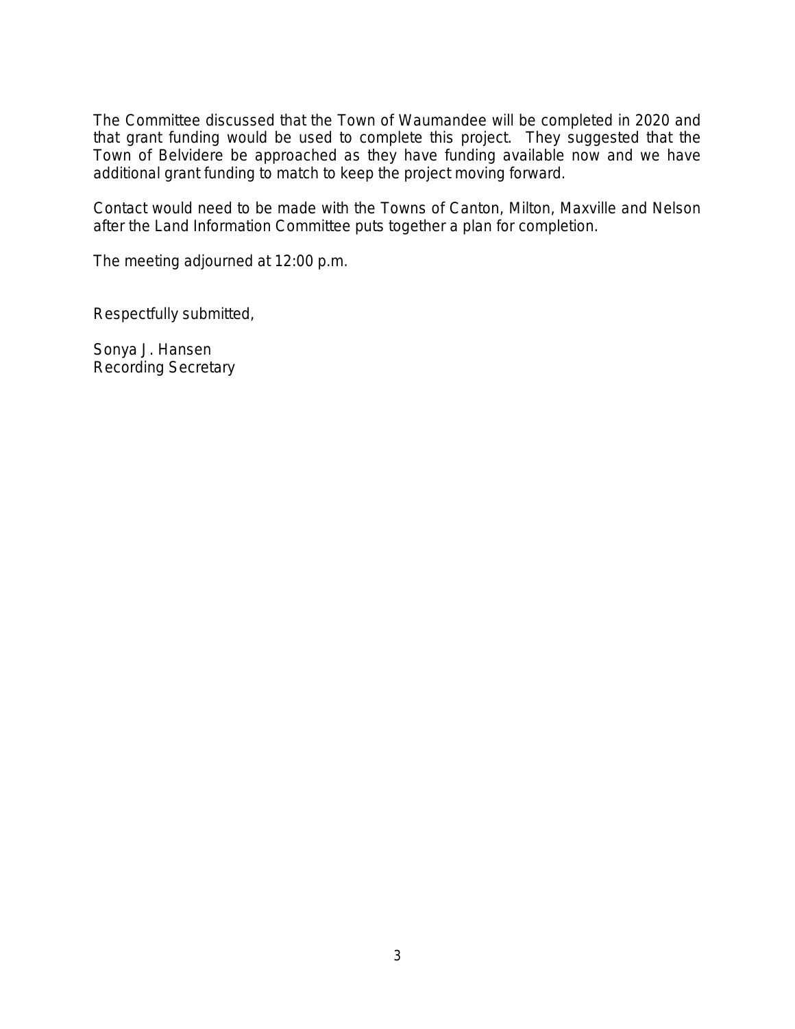The Committee discussed that the Town of Waumandee will be completed in 2020 and that grant funding would be used to complete this project. They suggested that the Town of Belvidere be approached as they have funding available now and we have additional grant funding to match to keep the project moving forward.

Contact would need to be made with the Towns of Canton, Milton, Maxville and Nelson after the Land Information Committee puts together a plan for completion.

The meeting adjourned at 12:00 p.m.

Respectfully submitted,

Sonya J. Hansen
Recording Secretary